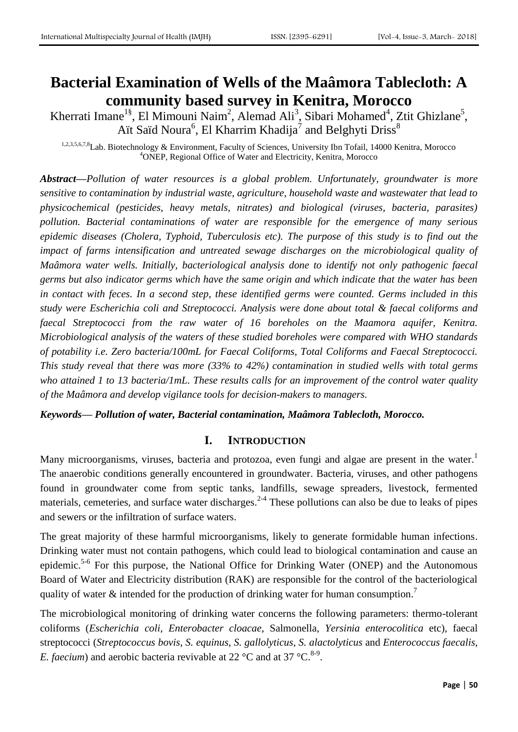# Bacterial Examination of Wells of the Maâmora Tablecloth: A community based survey in Kenitra, Morocco

Kherrati Imane[1§], El Mimouni Naim[2], Alemad Ali[3], Sibari Mohamed[4], Ztit Ghizlane[5], Aït Saïd Noura[6], El Kharrim Khadija[7] and Belghyti Driss[8]

[1,2,3,5,6,7,8]Lab. Biotechnology & Environment, Faculty of Sciences, University Ibn Tofail, 14000 Kenitra, Morocco
[4]ONEP, Regional Office of Water and Electricity, Kenitra, Morocco

***Abstract—****Pollution of water resources is a global problem. Unfortunately, groundwater is more sensitive to contamination by industrial waste, agriculture, household waste and wastewater that lead to physicochemical (pesticides, heavy metals, nitrates) and biological (viruses, bacteria, parasites) pollution. Bacterial contaminations of water are responsible for the emergence of many serious epidemic diseases (Cholera, Typhoid, Tuberculosis etc). The purpose of this study is to find out the impact of farms intensification and untreated sewage discharges on the microbiological quality of Maâmora water wells. Initially, bacteriological analysis done to identify not only pathogenic faecal germs but also indicator germs which have the same origin and which indicate that the water has been in contact with feces. In a second step, these identified germs were counted. Germs included in this study were Escherichia coli and Streptococci. Analysis were done about total & faecal coliforms and faecal Streptococci from the raw water of 16 boreholes on the Maamora aquifer, Kenitra. Microbiological analysis of the waters of these studied boreholes were compared with WHO standards of potability i.e. Zero bacteria/100mL for Faecal Coliforms, Total Coliforms and Faecal Streptococci. This study reveal that there was more (33% to 42%) contamination in studied wells with total germs who attained 1 to 13 bacteria/1mL. These results calls for an improvement of the control water quality of the Maâmora and develop vigilance tools for decision-makers to managers.*

***Keywords— Pollution of water, Bacterial contamination, Maâmora Tablecloth, Morocco.***

## I. Introduction

Many microorganisms, viruses, bacteria and protozoa, even fungi and algae are present in the water.[1] The anaerobic conditions generally encountered in groundwater. Bacteria, viruses, and other pathogens found in groundwater come from septic tanks, landfills, sewage spreaders, livestock, fermented materials, cemeteries, and surface water discharges.[2-4] These pollutions can also be due to leaks of pipes and sewers or the infiltration of surface waters.

The great majority of these harmful microorganisms, likely to generate formidable human infections. Drinking water must not contain pathogens, which could lead to biological contamination and cause an epidemic.[5-6] For this purpose, the National Office for Drinking Water (ONEP) and the Autonomous Board of Water and Electricity distribution (RAK) are responsible for the control of the bacteriological quality of water & intended for the production of drinking water for human consumption.[7]

The microbiological monitoring of drinking water concerns the following parameters: thermo-tolerant coliforms (*Escherichia coli*, *Enterobacter cloacae*, Salmonella, *Yersinia enterocolitica* etc), faecal streptococci (*Streptococcus bovis*, *S. equinus*, *S. gallolyticus, S. alactolyticus* and *Enterococcus faecalis*, *E. faecium*) and aerobic bacteria revivable at 22 °C and at 37 °C.[8-9].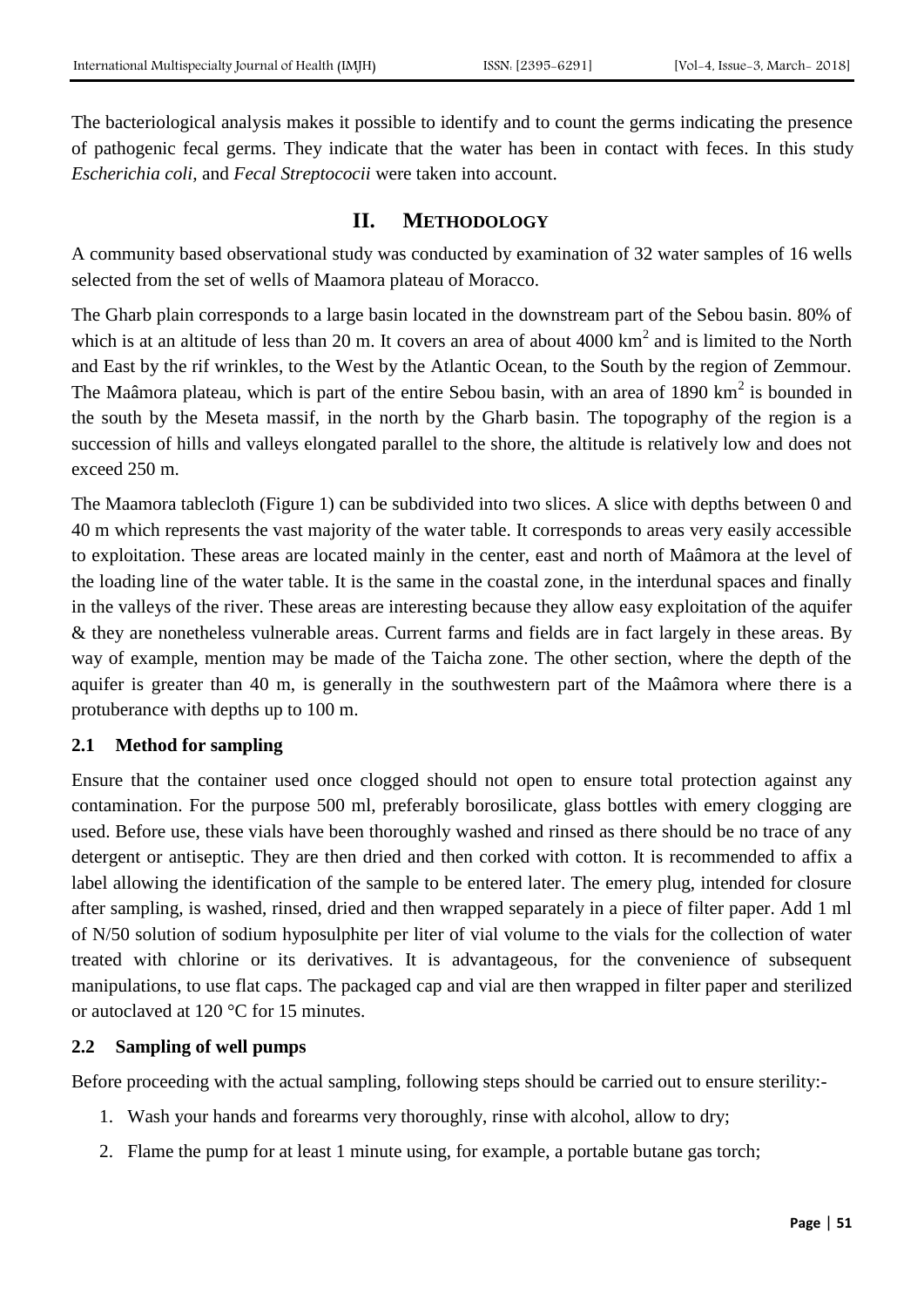The bacteriological analysis makes it possible to identify and to count the germs indicating the presence of pathogenic fecal germs. They indicate that the water has been in contact with feces. In this study *Escherichia coli,* and *Fecal Streptococii* were taken into account.

## II. METHODOLOGY

A community based observational study was conducted by examination of 32 water samples of 16 wells selected from the set of wells of Maamora plateau of Moracco.

The Gharb plain corresponds to a large basin located in the downstream part of the Sebou basin. 80% of which is at an altitude of less than 20 m. It covers an area of about 4000 $km^2$ and is limited to the North and East by the rif wrinkles, to the West by the Atlantic Ocean, to the South by the region of Zemmour. The Maâmora plateau, which is part of the entire Sebou basin, with an area of 1890 $km^2$ is bounded in the south by the Meseta massif, in the north by the Gharb basin. The topography of the region is a succession of hills and valleys elongated parallel to the shore, the altitude is relatively low and does not exceed 250 m.

The Maamora tablecloth (Figure 1) can be subdivided into two slices. A slice with depths between 0 and 40 m which represents the vast majority of the water table. It corresponds to areas very easily accessible to exploitation. These areas are located mainly in the center, east and north of Maâmora at the level of the loading line of the water table. It is the same in the coastal zone, in the interdunal spaces and finally in the valleys of the river. These areas are interesting because they allow easy exploitation of the aquifer & they are nonetheless vulnerable areas. Current farms and fields are in fact largely in these areas. By way of example, mention may be made of the Taicha zone. The other section, where the depth of the aquifer is greater than 40 m, is generally in the southwestern part of the Maâmora where there is a protuberance with depths up to 100 m.

### 2.1 Method for sampling

Ensure that the container used once clogged should not open to ensure total protection against any contamination. For the purpose 500 ml, preferably borosilicate, glass bottles with emery clogging are used. Before use, these vials have been thoroughly washed and rinsed as there should be no trace of any detergent or antiseptic. They are then dried and then corked with cotton. It is recommended to affix a label allowing the identification of the sample to be entered later. The emery plug, intended for closure after sampling, is washed, rinsed, dried and then wrapped separately in a piece of filter paper. Add 1 ml of N/50 solution of sodium hyposulphite per liter of vial volume to the vials for the collection of water treated with chlorine or its derivatives. It is advantageous, for the convenience of subsequent manipulations, to use flat caps. The packaged cap and vial are then wrapped in filter paper and sterilized or autoclaved at 120 °C for 15 minutes.

### 2.2 Sampling of well pumps

Before proceeding with the actual sampling, following steps should be carried out to ensure sterility:-

1. Wash your hands and forearms very thoroughly, rinse with alcohol, allow to dry;
2. Flame the pump for at least 1 minute using, for example, a portable butane gas torch;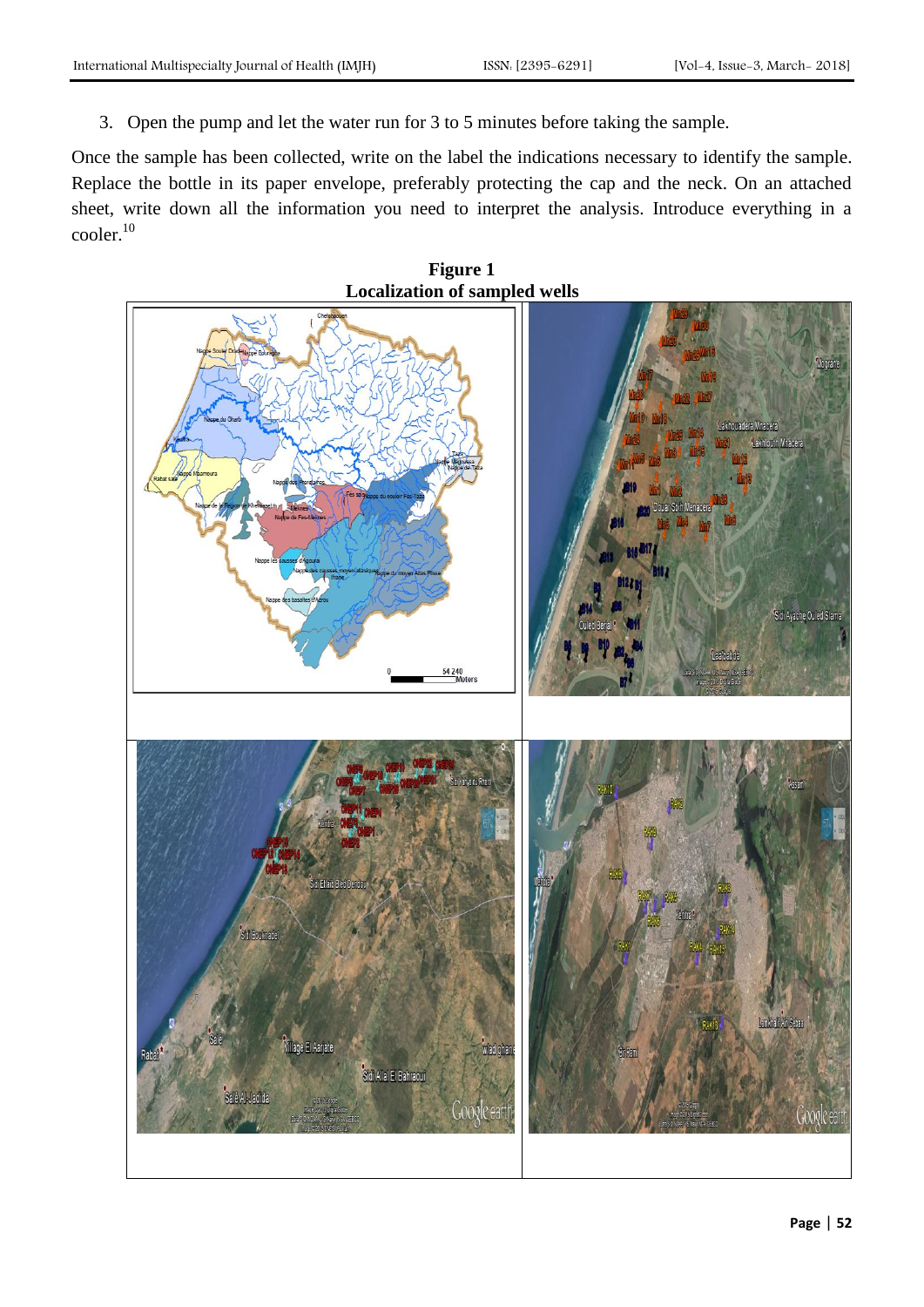3. Open the pump and let the water run for 3 to 5 minutes before taking the sample.

Once the sample has been collected, write on the label the indications necessary to identify the sample. Replace the bottle in its paper envelope, preferably protecting the cap and the neck. On an attached sheet, write down all the information you need to interpret the analysis. Introduce everything in a cooler.[10]

**Figure 1**
**Localization of sampled wells**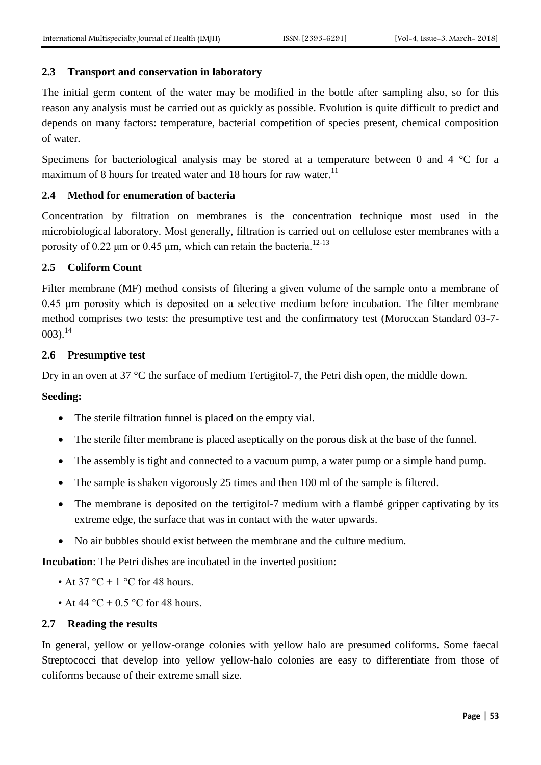### 2.3 Transport and conservation in laboratory

The initial germ content of the water may be modified in the bottle after sampling also, so for this reason any analysis must be carried out as quickly as possible. Evolution is quite difficult to predict and depends on many factors: temperature, bacterial competition of species present, chemical composition of water.

Specimens for bacteriological analysis may be stored at a temperature between 0 and 4 °C for a maximum of 8 hours for treated water and 18 hours for raw water.[11]

### 2.4 Method for enumeration of bacteria

Concentration by filtration on membranes is the concentration technique most used in the microbiological laboratory. Most generally, filtration is carried out on cellulose ester membranes with a porosity of 0.22 μm or 0.45 μm, which can retain the bacteria.[12-13]

### 2.5 Coliform Count

Filter membrane (MF) method consists of filtering a given volume of the sample onto a membrane of 0.45 μm porosity which is deposited on a selective medium before incubation. The filter membrane method comprises two tests: the presumptive test and the confirmatory test (Moroccan Standard 03-7-003).[14]

### 2.6 Presumptive test

Dry in an oven at 37 °C the surface of medium Tertigitol-7, the Petri dish open, the middle down.

**Seeding:**

- The sterile filtration funnel is placed on the empty vial.
- The sterile filter membrane is placed aseptically on the porous disk at the base of the funnel.
- The assembly is tight and connected to a vacuum pump, a water pump or a simple hand pump.
- The sample is shaken vigorously 25 times and then 100 ml of the sample is filtered.
- The membrane is deposited on the tertigitol-7 medium with a flambé gripper captivating by its extreme edge, the surface that was in contact with the water upwards.
- No air bubbles should exist between the membrane and the culture medium.

**Incubation**: The Petri dishes are incubated in the inverted position:

- At 37 °C + 1 °C for 48 hours.
- At 44 °C + 0.5 °C for 48 hours.

### 2.7 Reading the results

In general, yellow or yellow-orange colonies with yellow halo are presumed coliforms. Some faecal Streptococci that develop into yellow yellow-halo colonies are easy to differentiate from those of coliforms because of their extreme small size.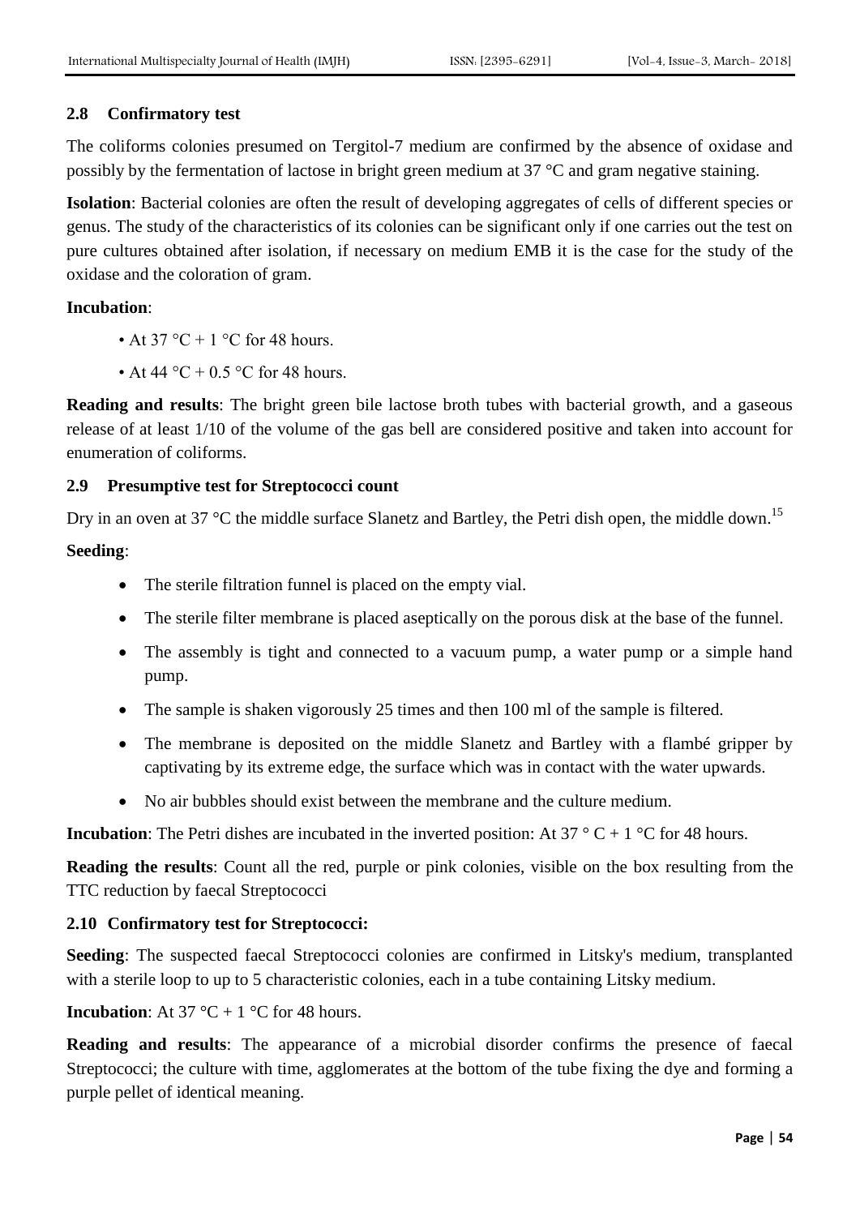### 2.8 Confirmatory test

The coliforms colonies presumed on Tergitol-7 medium are confirmed by the absence of oxidase and possibly by the fermentation of lactose in bright green medium at 37 °C and gram negative staining.

**Isolation**: Bacterial colonies are often the result of developing aggregates of cells of different species or genus. The study of the characteristics of its colonies can be significant only if one carries out the test on pure cultures obtained after isolation, if necessary on medium EMB it is the case for the study of the oxidase and the coloration of gram.

**Incubation**:

- At 37 °C + 1 °C for 48 hours.
- At 44 °C + 0.5 °C for 48 hours.

**Reading and results**: The bright green bile lactose broth tubes with bacterial growth, and a gaseous release of at least 1/10 of the volume of the gas bell are considered positive and taken into account for enumeration of coliforms.

### 2.9 Presumptive test for Streptococci count

Dry in an oven at 37 °C the middle surface Slanetz and Bartley, the Petri dish open, the middle down.[15]

**Seeding**:

- The sterile filtration funnel is placed on the empty vial.
- The sterile filter membrane is placed aseptically on the porous disk at the base of the funnel.
- The assembly is tight and connected to a vacuum pump, a water pump or a simple hand pump.
- The sample is shaken vigorously 25 times and then 100 ml of the sample is filtered.
- The membrane is deposited on the middle Slanetz and Bartley with a flambé gripper by captivating by its extreme edge, the surface which was in contact with the water upwards.
- No air bubbles should exist between the membrane and the culture medium.

**Incubation**: The Petri dishes are incubated in the inverted position: At 37 ° C + 1 °C for 48 hours.

**Reading the results**: Count all the red, purple or pink colonies, visible on the box resulting from the TTC reduction by faecal Streptococci

### 2.10 Confirmatory test for Streptococci:

**Seeding**: The suspected faecal Streptococci colonies are confirmed in Litsky's medium, transplanted with a sterile loop to up to 5 characteristic colonies, each in a tube containing Litsky medium.

**Incubation**: At 37 °C + 1 °C for 48 hours.

**Reading and results**: The appearance of a microbial disorder confirms the presence of faecal Streptococci; the culture with time, agglomerates at the bottom of the tube fixing the dye and forming a purple pellet of identical meaning.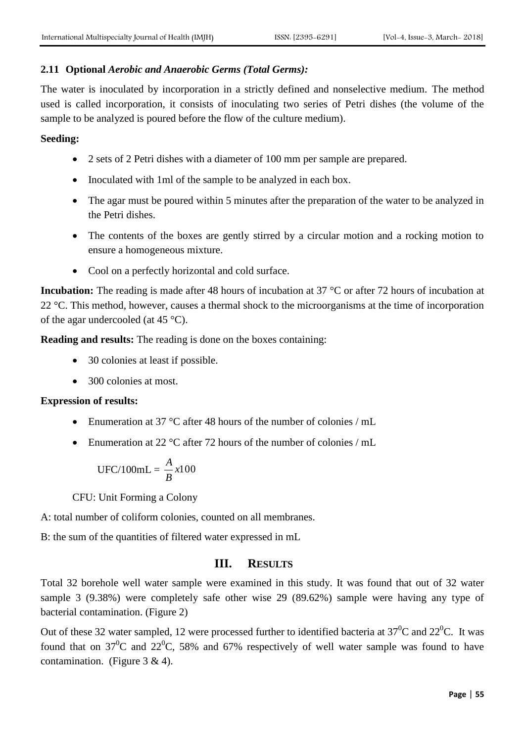### 2.11 Optional *Aerobic and Anaerobic Germs (Total Germs):*

The water is inoculated by incorporation in a strictly defined and nonselective medium. The method used is called incorporation, it consists of inoculating two series of Petri dishes (the volume of the sample to be analyzed is poured before the flow of the culture medium).

**Seeding:**

- 2 sets of 2 Petri dishes with a diameter of 100 mm per sample are prepared.
- Inoculated with 1ml of the sample to be analyzed in each box.
- The agar must be poured within 5 minutes after the preparation of the water to be analyzed in the Petri dishes.
- The contents of the boxes are gently stirred by a circular motion and a rocking motion to ensure a homogeneous mixture.
- Cool on a perfectly horizontal and cold surface.

**Incubation:** The reading is made after 48 hours of incubation at 37 °C or after 72 hours of incubation at 22 °C. This method, however, causes a thermal shock to the microorganisms at the time of incorporation of the agar undercooled (at 45 °C).

**Reading and results:** The reading is done on the boxes containing:

- 30 colonies at least if possible.
- 300 colonies at most.

**Expression of results:**

- Enumeration at 37 °C after 48 hours of the number of colonies / mL
- Enumeration at 22 °C after 72 hours of the number of colonies / mL

$$\text{UFC/100mL} = \frac{A}{B} x100$$

CFU: Unit Forming a Colony

A: total number of coliform colonies, counted on all membranes.

B: the sum of the quantities of filtered water expressed in mL

## III. RESULTS

Total 32 borehole well water sample were examined in this study. It was found that out of 32 water sample 3 (9.38%) were completely safe other wise 29 (89.62%) sample were having any type of bacterial contamination. (Figure 2)

Out of these 32 water sampled, 12 were processed further to identified bacteria at $37^0$C and $22^0$C. It was found that on $37^0$C and $22^0$C, 58% and 67% respectively of well water sample was found to have contamination. (Figure 3 & 4).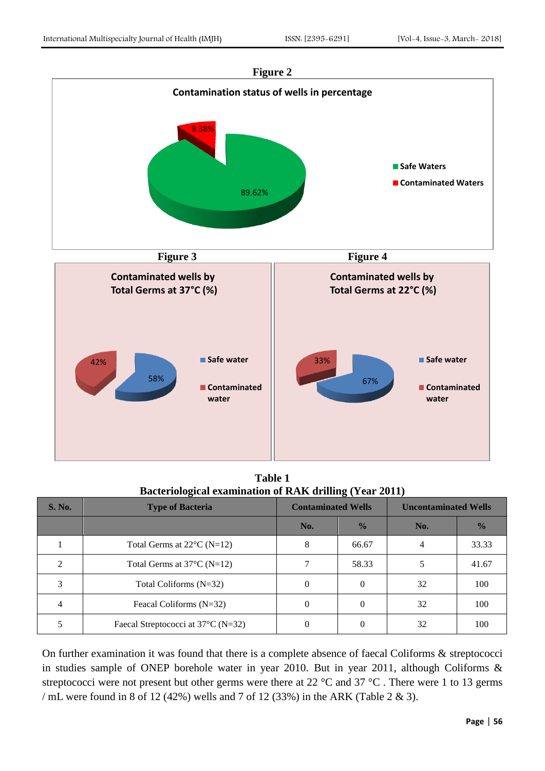**Figure 2**

**Table 1**
**Bacteriological examination of RAK drilling (Year 2011)**

| S. No. | Type of Bacteria | Contaminated Wells | | Uncontaminated Wells | |
|---|---|---|---|---|---|
| | | No. | % | No. | % |
| 1 | Total Germs at 22°C (N=12) | 8 | 66.67 | 4 | 33.33 |
| 2 | Total Germs at 37°C (N=12) | 7 | 58.33 | 5 | 41.67 |
| 3 | Total Coliforms (N=32) | 0 | 0 | 32 | 100 |
| 4 | Feacal Coliforms (N=32) | 0 | 0 | 32 | 100 |
| 5 | Faecal Streptococci at 37°C (N=32) | 0 | 0 | 32 | 100 |

On further examination it was found that there is a complete absence of faecal Coliforms & streptococci in studies sample of ONEP borehole water in year 2010. But in year 2011, although Coliforms & streptococci were not present but other germs were there at 22 °C and 37 °C . There were 1 to 13 germs / mL were found in 8 of 12 (42%) wells and 7 of 12 (33%) in the ARK (Table 2 & 3).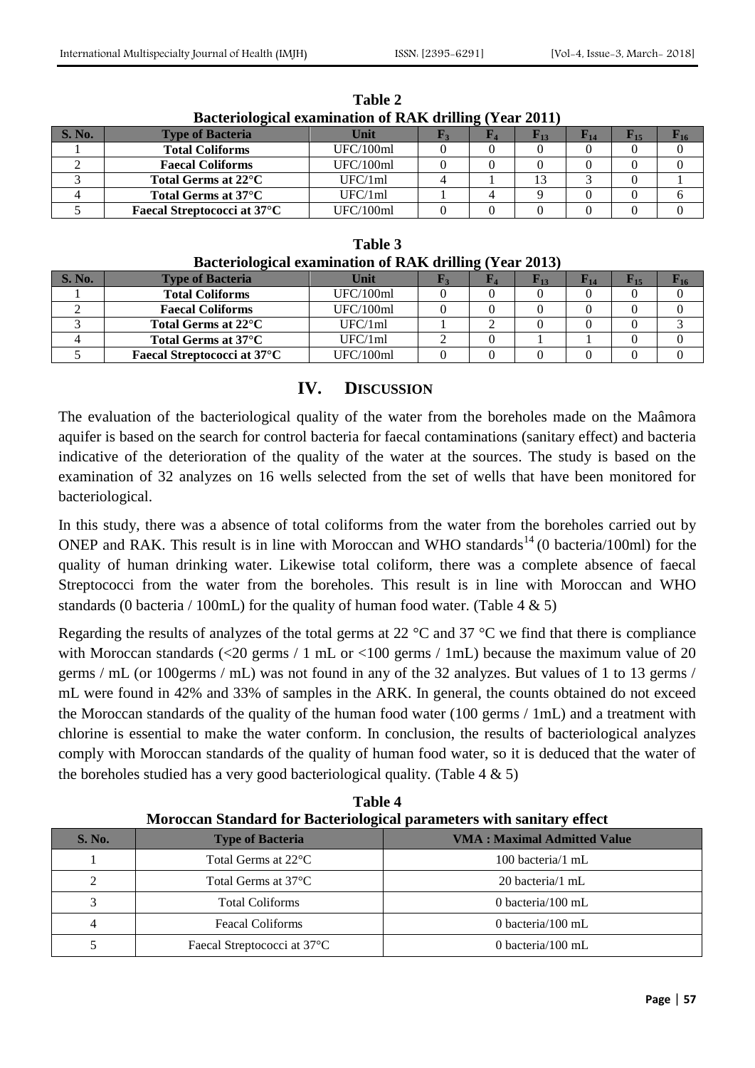**Table 2**
**Bacteriological examination of RAK drilling (Year 2011)**

| S. No. | Type of Bacteria | Unit | $F_3$ | $F_4$ | $F_{13}$ | $F_{14}$ | $F_{15}$ | $F_{16}$ |
|---|---|---|---|---|---|---|---|---|
| 1 | Total Coliforms | UFC/100ml | 0 | 0 | 0 | 0 | 0 | 0 |
| 2 | Faecal Coliforms | UFC/100ml | 0 | 0 | 0 | 0 | 0 | 0 |
| 3 | Total Germs at 22°C | UFC/1ml | 4 | 1 | 13 | 3 | 0 | 1 |
| 4 | Total Germs at 37°C | UFC/1ml | 1 | 4 | 9 | 0 | 0 | 6 |
| 5 | Faecal Streptococci at 37°C | UFC/100ml | 0 | 0 | 0 | 0 | 0 | 0 |

**Table 3**
**Bacteriological examination of RAK drilling (Year 2013)**

| S. No. | Type of Bacteria | Unit | $F_3$ | $F_4$ | $F_{13}$ | $F_{14}$ | $F_{15}$ | $F_{16}$ |
|---|---|---|---|---|---|---|---|---|
| 1 | Total Coliforms | UFC/100ml | 0 | 0 | 0 | 0 | 0 | 0 |
| 2 | Faecal Coliforms | UFC/100ml | 0 | 0 | 0 | 0 | 0 | 0 |
| 3 | Total Germs at 22°C | UFC/1ml | 1 | 2 | 0 | 0 | 0 | 3 |
| 4 | Total Germs at 37°C | UFC/1ml | 2 | 0 | 1 | 1 | 0 | 0 |
| 5 | Faecal Streptococci at 37°C | UFC/100ml | 0 | 0 | 0 | 0 | 0 | 0 |

## IV. DISCUSSION

The evaluation of the bacteriological quality of the water from the boreholes made on the Maâmora aquifer is based on the search for control bacteria for faecal contaminations (sanitary effect) and bacteria indicative of the deterioration of the quality of the water at the sources. The study is based on the examination of 32 analyzes on 16 wells selected from the set of wells that have been monitored for bacteriological.

In this study, there was a absence of total coliforms from the water from the boreholes carried out by ONEP and RAK. This result is in line with Moroccan and WHO standards[14] (0 bacteria/100ml) for the quality of human drinking water. Likewise total coliform, there was a complete absence of faecal Streptococci from the water from the boreholes. This result is in line with Moroccan and WHO standards (0 bacteria / 100mL) for the quality of human food water. (Table 4 & 5)

Regarding the results of analyzes of the total germs at 22 °C and 37 °C we find that there is compliance with Moroccan standards (<20 germs / 1 mL or <100 germs / 1mL) because the maximum value of 20 germs / mL (or 100germs / mL) was not found in any of the 32 analyzes. But values of 1 to 13 germs / mL were found in 42% and 33% of samples in the ARK. In general, the counts obtained do not exceed the Moroccan standards of the quality of the human food water (100 germs / 1mL) and a treatment with chlorine is essential to make the water conform. In conclusion, the results of bacteriological analyzes comply with Moroccan standards of the quality of human food water, so it is deduced that the water of the boreholes studied has a very good bacteriological quality. (Table 4 & 5)

**Table 4**
**Moroccan Standard for Bacteriological parameters with sanitary effect**

| S. No. | Type of Bacteria | VMA : Maximal Admitted Value |
|---|---|---|
| 1 | Total Germs at 22°C | 100 bacteria/1 mL |
| 2 | Total Germs at 37°C | 20 bacteria/1 mL |
| 3 | Total Coliforms | 0 bacteria/100 mL |
| 4 | Feacal Coliforms | 0 bacteria/100 mL |
| 5 | Faecal Streptococci at 37°C | 0 bacteria/100 mL |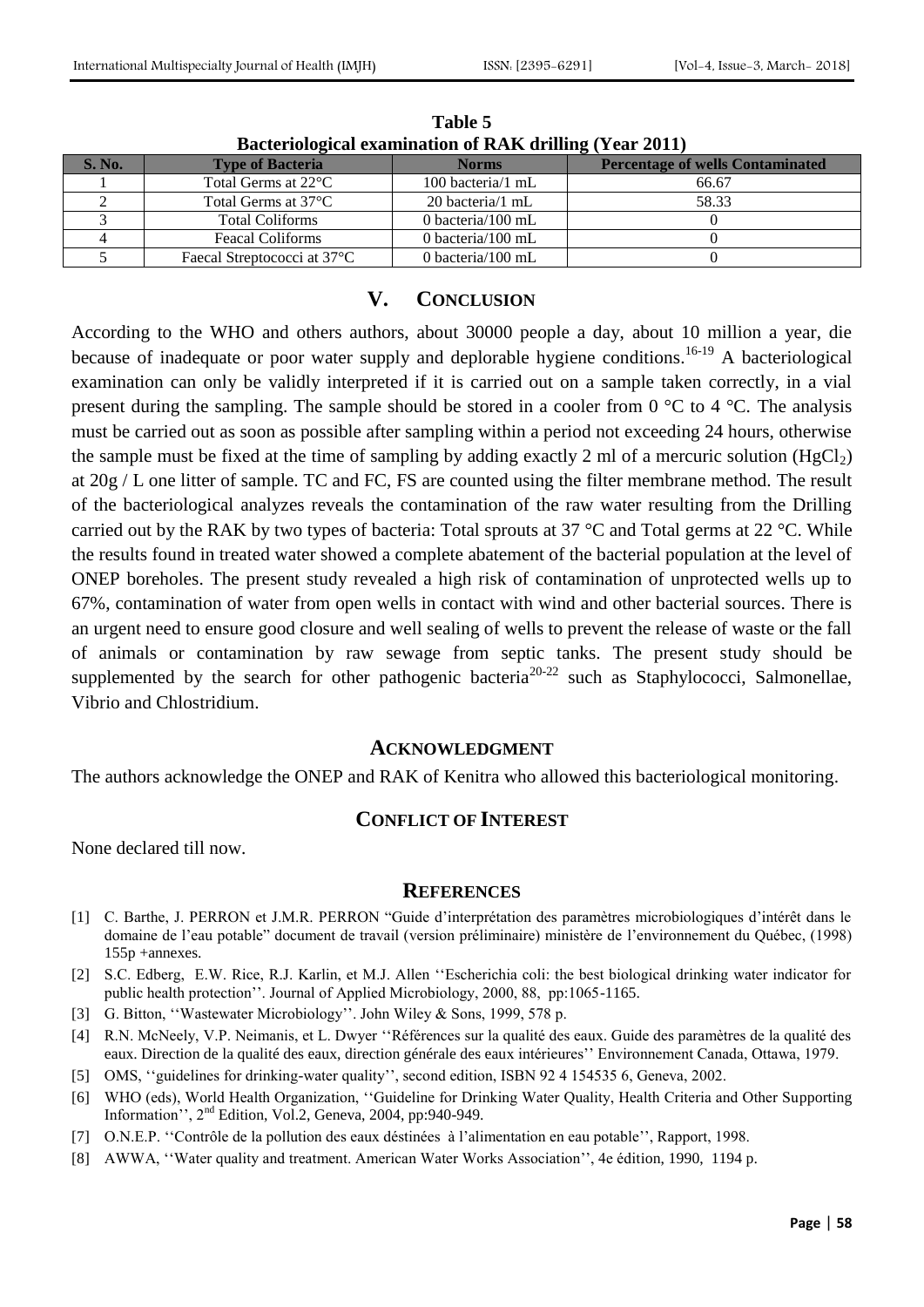**Table 5**
**Bacteriological examination of RAK drilling (Year 2011)**

| S. No. | Type of Bacteria | Norms | Percentage of wells Contaminated |
|---|---|---|---|
| 1 | Total Germs at 22°C | 100 bacteria/1 mL | 66.67 |
| 2 | Total Germs at 37°C | 20 bacteria/1 mL | 58.33 |
| 3 | Total Coliforms | 0 bacteria/100 mL | 0 |
| 4 | Feacal Coliforms | 0 bacteria/100 mL | 0 |
| 5 | Faecal Streptococci at 37°C | 0 bacteria/100 mL | 0 |

## V. CONCLUSION

According to the WHO and others authors, about 30000 people a day, about 10 million a year, die because of inadequate or poor water supply and deplorable hygiene conditions.[16-19] A bacteriological examination can only be validly interpreted if it is carried out on a sample taken correctly, in a vial present during the sampling. The sample should be stored in a cooler from 0 °C to 4 °C. The analysis must be carried out as soon as possible after sampling within a period not exceeding 24 hours, otherwise the sample must be fixed at the time of sampling by adding exactly 2 ml of a mercuric solution ($HgCl_2$) at 20g / L one litter of sample. TC and FC, FS are counted using the filter membrane method. The result of the bacteriological analyzes reveals the contamination of the raw water resulting from the Drilling carried out by the RAK by two types of bacteria: Total sprouts at 37 °C and Total germs at 22 °C. While the results found in treated water showed a complete abatement of the bacterial population at the level of ONEP boreholes. The present study revealed a high risk of contamination of unprotected wells up to 67%, contamination of water from open wells in contact with wind and other bacterial sources. There is an urgent need to ensure good closure and well sealing of wells to prevent the release of waste or the fall of animals or contamination by raw sewage from septic tanks. The present study should be supplemented by the search for other pathogenic bacteria[20-22] such as Staphylococci, Salmonellae, Vibrio and Chlostridium.

## ACKNOWLEDGMENT

The authors acknowledge the ONEP and RAK of Kenitra who allowed this bacteriological monitoring.

## CONFLICT OF INTEREST

None declared till now.

## REFERENCES

[1] C. Barthe, J. PERRON et J.M.R. PERRON "Guide d'interprétation des paramètres microbiologiques d'intérêt dans le domaine de l'eau potable" document de travail (version préliminaire) ministère de l'environnement du Québec, (1998) 155p +annexes.

[2] S.C. Edberg, E.W. Rice, R.J. Karlin, et M.J. Allen ''Escherichia coli: the best biological drinking water indicator for public health protection''. Journal of Applied Microbiology, 2000, 88, pp:1065-1165.

[3] G. Bitton, ''Wastewater Microbiology''. John Wiley & Sons, 1999, 578 p.

[4] R.N. McNeely, V.P. Neimanis, et L. Dwyer ''Références sur la qualité des eaux. Guide des paramètres de la qualité des eaux. Direction de la qualité des eaux, direction générale des eaux intérieures'' Environnement Canada, Ottawa, 1979.

[5] OMS, ''guidelines for drinking-water quality'', second edition, ISBN 92 4 154535 6, Geneva, 2002.

[6] WHO (eds), World Health Organization, ''Guideline for Drinking Water Quality, Health Criteria and Other Supporting Information'', 2nd Edition, Vol.2, Geneva, 2004, pp:940-949.

[7] O.N.E.P. ''Contrôle de la pollution des eaux déstinées à l'alimentation en eau potable'', Rapport, 1998.

[8] AWWA, ''Water quality and treatment. American Water Works Association'', 4e édition, 1990, 1194 p.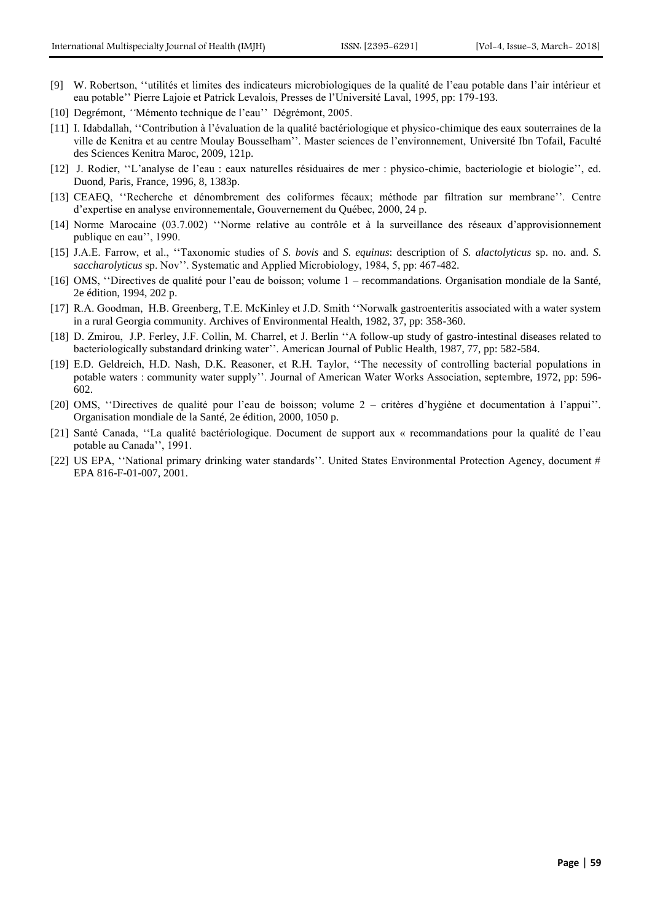[9] W. Robertson, ''utilités et limites des indicateurs microbiologiques de la qualité de l'eau potable dans l'air intérieur et eau potable'' Pierre Lajoie et Patrick Levalois, Presses de l'Université Laval, 1995, pp: 179-193.

[10] Degrémont, ''Mémento technique de l'eau'' Dégrémont, 2005.

[11] I. Idabdallah, ''Contribution à l'évaluation de la qualité bactériologique et physico-chimique des eaux souterraines de la ville de Kenitra et au centre Moulay Bousselham''. Master sciences de l'environnement, Université Ibn Tofail, Faculté des Sciences Kenitra Maroc, 2009, 121p.

[12] J. Rodier, ''L'analyse de l'eau : eaux naturelles résiduaires de mer : physico-chimie, bacteriologie et biologie'', ed. Duond, Paris, France, 1996, 8, 1383p.

[13] CEAEQ, ''Recherche et dénombrement des coliformes fécaux; méthode par filtration sur membrane''. Centre d'expertise en analyse environnementale, Gouvernement du Québec, 2000, 24 p.

[14] Norme Marocaine (03.7.002) ''Norme relative au contrôle et à la surveillance des réseaux d'approvisionnement publique en eau'', 1990.

[15] J.A.E. Farrow, et al., ''Taxonomic studies of *S. bovis* and *S. equinus*: description of *S. alactolyticus* sp. no. and. *S. saccharolyticus* sp. Nov''. Systematic and Applied Microbiology, 1984, 5, pp: 467-482.

[16] OMS, ''Directives de qualité pour l'eau de boisson; volume 1 – recommandations. Organisation mondiale de la Santé, 2e édition, 1994, 202 p.

[17] R.A. Goodman, H.B. Greenberg, T.E. McKinley et J.D. Smith ''Norwalk gastroenteritis associated with a water system in a rural Georgia community. Archives of Environmental Health, 1982, 37, pp: 358-360.

[18] D. Zmirou, J.P. Ferley, J.F. Collin, M. Charrel, et J. Berlin ''A follow-up study of gastro-intestinal diseases related to bacteriologically substandard drinking water''. American Journal of Public Health, 1987, 77, pp: 582-584.

[19] E.D. Geldreich, H.D. Nash, D.K. Reasoner, et R.H. Taylor, ''The necessity of controlling bacterial populations in potable waters : community water supply''. Journal of American Water Works Association, septembre, 1972, pp: 596-602.

[20] OMS, ''Directives de qualité pour l'eau de boisson; volume 2 – critères d'hygiène et documentation à l'appui''. Organisation mondiale de la Santé, 2e édition, 2000, 1050 p.

[21] Santé Canada, ''La qualité bactériologique. Document de support aux « recommandations pour la qualité de l'eau potable au Canada'', 1991.

[22] US EPA, ''National primary drinking water standards''. United States Environmental Protection Agency, document # EPA 816-F-01-007, 2001.